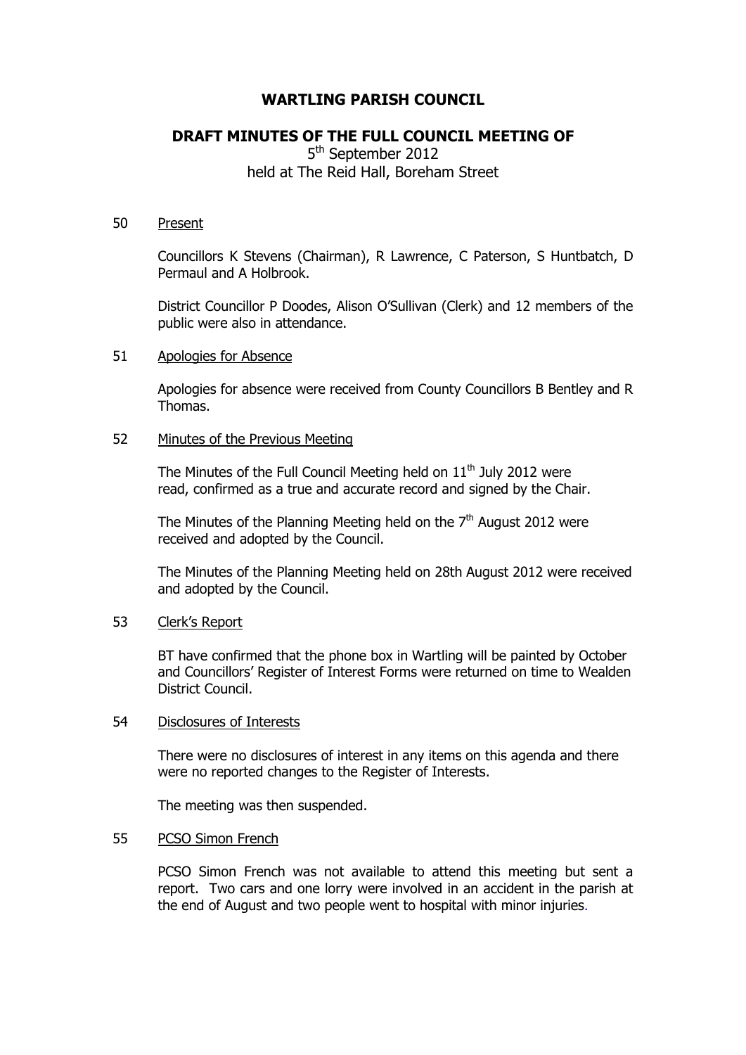# WARTLING PARISH COUNCIL

## DRAFT MINUTES OF THE FULL COUNCIL MEETING OF

5th September 2012
held at The Reid Hall, Boreham Street

50 Present

Councillors K Stevens (Chairman), R Lawrence, C Paterson, S Huntbatch, D Permaul and A Holbrook.

District Councillor P Doodes, Alison O'Sullivan (Clerk) and 12 members of the public were also in attendance.

51 Apologies for Absence

Apologies for absence were received from County Councillors B Bentley and R Thomas.

52 Minutes of the Previous Meeting

The Minutes of the Full Council Meeting held on 11th July 2012 were read, confirmed as a true and accurate record and signed by the Chair.

The Minutes of the Planning Meeting held on the 7th August 2012 were received and adopted by the Council.

The Minutes of the Planning Meeting held on 28th August 2012 were received and adopted by the Council.

53 Clerk's Report

BT have confirmed that the phone box in Wartling will be painted by October and Councillors' Register of Interest Forms were returned on time to Wealden District Council.

54 Disclosures of Interests

There were no disclosures of interest in any items on this agenda and there were no reported changes to the Register of Interests.

The meeting was then suspended.

55 PCSO Simon French

PCSO Simon French was not available to attend this meeting but sent a report. Two cars and one lorry were involved in an accident in the parish at the end of August and two people went to hospital with minor injuries.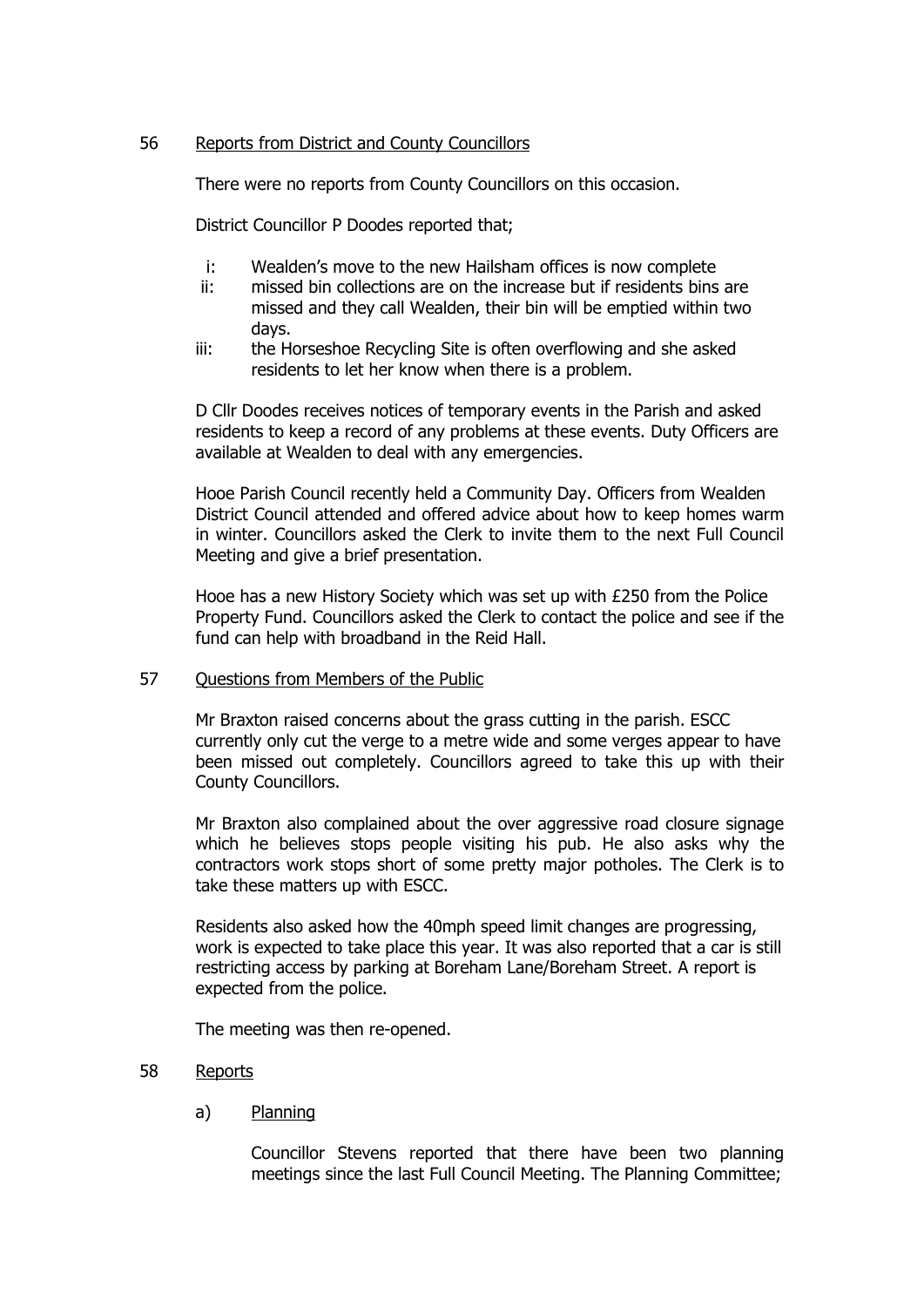56 Reports from District and County Councillors

There were no reports from County Councillors on this occasion.

District Councillor P Doodes reported that;

i: Wealden's move to the new Hailsham offices is now complete

ii: missed bin collections are on the increase but if residents bins are missed and they call Wealden, their bin will be emptied within two days.

iii: the Horseshoe Recycling Site is often overflowing and she asked residents to let her know when there is a problem.

D Cllr Doodes receives notices of temporary events in the Parish and asked residents to keep a record of any problems at these events. Duty Officers are available at Wealden to deal with any emergencies.

Hooe Parish Council recently held a Community Day. Officers from Wealden District Council attended and offered advice about how to keep homes warm in winter. Councillors asked the Clerk to invite them to the next Full Council Meeting and give a brief presentation.

Hooe has a new History Society which was set up with £250 from the Police Property Fund. Councillors asked the Clerk to contact the police and see if the fund can help with broadband in the Reid Hall.

57 Questions from Members of the Public

Mr Braxton raised concerns about the grass cutting in the parish. ESCC currently only cut the verge to a metre wide and some verges appear to have been missed out completely. Councillors agreed to take this up with their County Councillors.

Mr Braxton also complained about the over aggressive road closure signage which he believes stops people visiting his pub. He also asks why the contractors work stops short of some pretty major potholes. The Clerk is to take these matters up with ESCC.

Residents also asked how the 40mph speed limit changes are progressing, work is expected to take place this year. It was also reported that a car is still restricting access by parking at Boreham Lane/Boreham Street. A report is expected from the police.

The meeting was then re-opened.

58 Reports

a) Planning

Councillor Stevens reported that there have been two planning meetings since the last Full Council Meeting. The Planning Committee;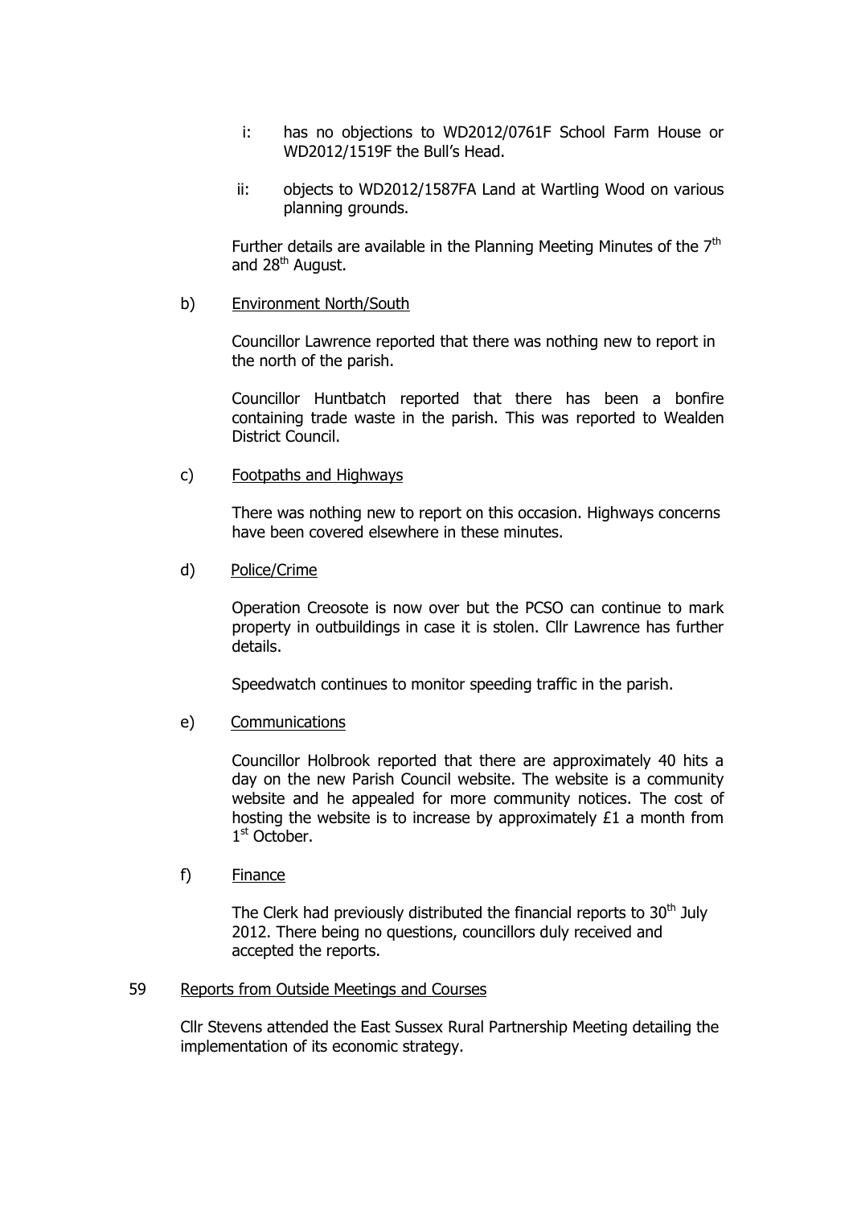i: has no objections to WD2012/0761F School Farm House or WD2012/1519F the Bull's Head.

ii: objects to WD2012/1587FA Land at Wartling Wood on various planning grounds.

Further details are available in the Planning Meeting Minutes of the 7th and 28th August.

b) Environment North/South

Councillor Lawrence reported that there was nothing new to report in the north of the parish.

Councillor Huntbatch reported that there has been a bonfire containing trade waste in the parish. This was reported to Wealden District Council.

c) Footpaths and Highways

There was nothing new to report on this occasion. Highways concerns have been covered elsewhere in these minutes.

d) Police/Crime

Operation Creosote is now over but the PCSO can continue to mark property in outbuildings in case it is stolen. Cllr Lawrence has further details.

Speedwatch continues to monitor speeding traffic in the parish.

e) Communications

Councillor Holbrook reported that there are approximately 40 hits a day on the new Parish Council website. The website is a community website and he appealed for more community notices. The cost of hosting the website is to increase by approximately £1 a month from 1st October.

f) Finance

The Clerk had previously distributed the financial reports to 30th July 2012. There being no questions, councillors duly received and accepted the reports.

59 Reports from Outside Meetings and Courses

Cllr Stevens attended the East Sussex Rural Partnership Meeting detailing the implementation of its economic strategy.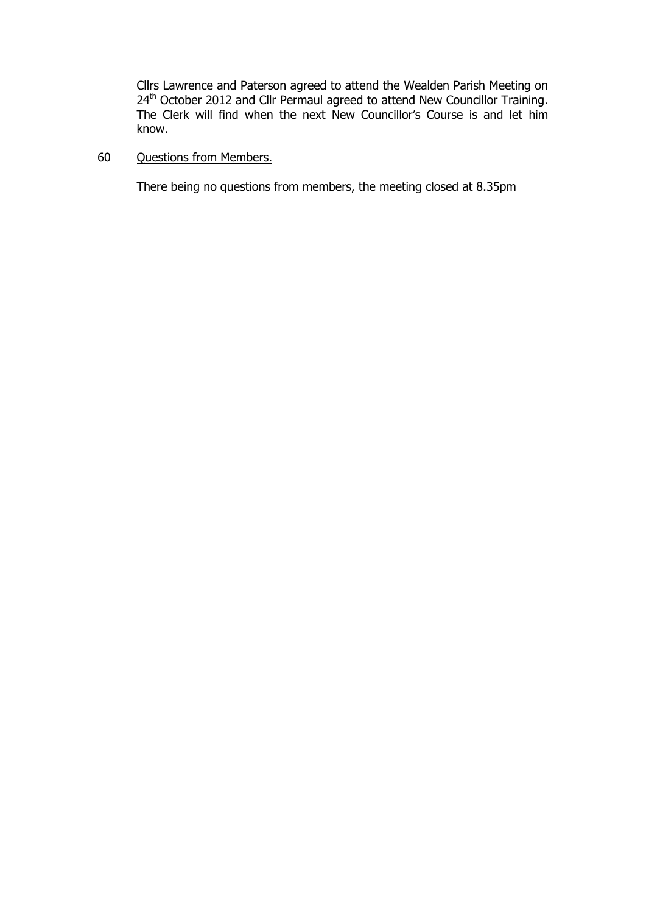Cllrs Lawrence and Paterson agreed to attend the Wealden Parish Meeting on 24th October 2012 and Cllr Permaul agreed to attend New Councillor Training. The Clerk will find when the next New Councillor's Course is and let him know.

60 Questions from Members.

There being no questions from members, the meeting closed at 8.35pm